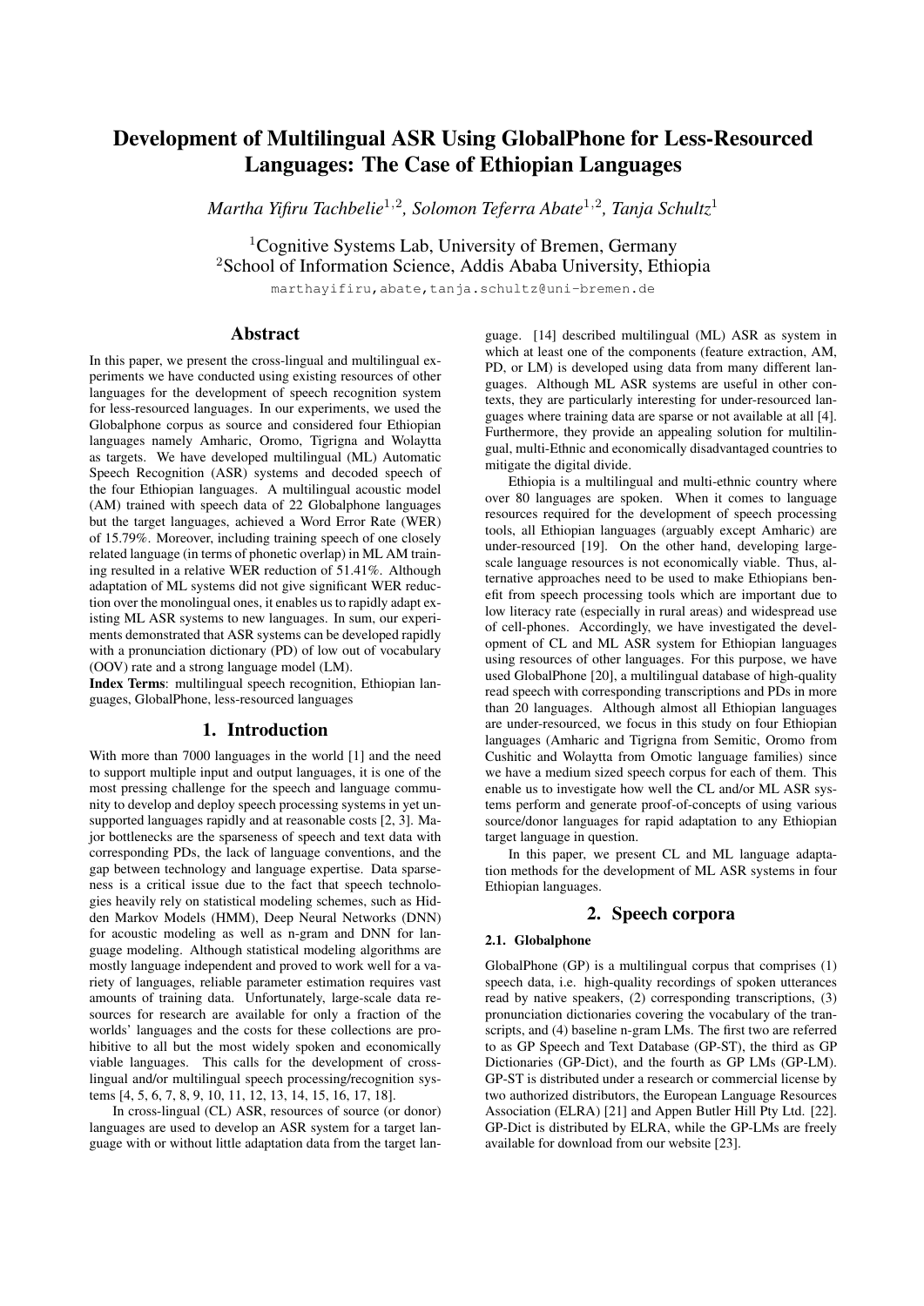# Development of Multilingual ASR Using GlobalPhone for Less-Resourced Languages: The Case of Ethiopian Languages

*Martha Yifiru Tachbelie*[1,2], *Solomon Teferra Abate*[1,2], *Tanja Schultz*[1]

[1]Cognitive Systems Lab, University of Bremen, Germany
[2]School of Information Science, Addis Ababa University, Ethiopia

marthayifiru,abate,tanja.schultz@uni-bremen.de

## Abstract

In this paper, we present the cross-lingual and multilingual experiments we have conducted using existing resources of other languages for the development of speech recognition system for less-resourced languages. In our experiments, we used the Globalphone corpus as source and considered four Ethiopian languages namely Amharic, Oromo, Tigrigna and Wolaytta as targets. We have developed multilingual (ML) Automatic Speech Recognition (ASR) systems and decoded speech of the four Ethiopian languages. A multilingual acoustic model (AM) trained with speech data of 22 Globalphone languages but the target languages, achieved a Word Error Rate (WER) of 15.79%. Moreover, including training speech of one closely related language (in terms of phonetic overlap) in ML AM training resulted in a relative WER reduction of 51.41%. Although adaptation of ML systems did not give significant WER reduction over the monolingual ones, it enables us to rapidly adapt existing ML ASR systems to new languages. In sum, our experiments demonstrated that ASR systems can be developed rapidly with a pronunciation dictionary (PD) of low out of vocabulary (OOV) rate and a strong language model (LM).

**Index Terms**: multilingual speech recognition, Ethiopian languages, GlobalPhone, less-resourced languages

## 1. Introduction

With more than 7000 languages in the world [1] and the need to support multiple input and output languages, it is one of the most pressing challenge for the speech and language community to develop and deploy speech processing systems in yet unsupported languages rapidly and at reasonable costs [2, 3]. Major bottlenecks are the sparseness of speech and text data with corresponding PDs, the lack of language conventions, and the gap between technology and language expertise. Data sparseness is a critical issue due to the fact that speech technologies heavily rely on statistical modeling schemes, such as Hidden Markov Models (HMM), Deep Neural Networks (DNN) for acoustic modeling as well as n-gram and DNN for language modeling. Although statistical modeling algorithms are mostly language independent and proved to work well for a variety of languages, reliable parameter estimation requires vast amounts of training data. Unfortunately, large-scale data resources for research are available for only a fraction of the worlds' languages and the costs for these collections are prohibitive to all but the most widely spoken and economically viable languages. This calls for the development of cross-lingual and/or multilingual speech processing/recognition systems [4, 5, 6, 7, 8, 9, 10, 11, 12, 13, 14, 15, 16, 17, 18].

In cross-lingual (CL) ASR, resources of source (or donor) languages are used to develop an ASR system for a target language with or without little adaptation data from the target language. [14] described multilingual (ML) ASR as system in which at least one of the components (feature extraction, AM, PD, or LM) is developed using data from many different languages. Although ML ASR systems are useful in other contexts, they are particularly interesting for under-resourced languages where training data are sparse or not available at all [4]. Furthermore, they provide an appealing solution for multilingual, multi-Ethnic and economically disadvantaged countries to mitigate the digital divide.

Ethiopia is a multilingual and multi-ethnic country where over 80 languages are spoken. When it comes to language resources required for the development of speech processing tools, all Ethiopian languages (arguably except Amharic) are under-resourced [19]. On the other hand, developing large-scale language resources is not economically viable. Thus, alternative approaches need to be used to make Ethiopians benefit from speech processing tools which are important due to low literacy rate (especially in rural areas) and widespread use of cell-phones. Accordingly, we have investigated the development of CL and ML ASR system for Ethiopian languages using resources of other languages. For this purpose, we have used GlobalPhone [20], a multilingual database of high-quality read speech with corresponding transcriptions and PDs in more than 20 languages. Although almost all Ethiopian languages are under-resourced, we focus in this study on four Ethiopian languages (Amharic and Tigrigna from Semitic, Oromo from Cushitic and Wolaytta from Omotic language families) since we have a medium sized speech corpus for each of them. This enable us to investigate how well the CL and/or ML ASR systems perform and generate proof-of-concepts of using various source/donor languages for rapid adaptation to any Ethiopian target language in question.

In this paper, we present CL and ML language adaptation methods for the development of ML ASR systems in four Ethiopian languages.

## 2. Speech corpora

### 2.1. Globalphone

GlobalPhone (GP) is a multilingual corpus that comprises (1) speech data, i.e. high-quality recordings of spoken utterances read by native speakers, (2) corresponding transcriptions, (3) pronunciation dictionaries covering the vocabulary of the transcripts, and (4) baseline n-gram LMs. The first two are referred to as GP Speech and Text Database (GP-ST), the third as GP Dictionaries (GP-Dict), and the fourth as GP LMs (GP-LM). GP-ST is distributed under a research or commercial license by two authorized distributors, the European Language Resources Association (ELRA) [21] and Appen Butler Hill Pty Ltd. [22]. GP-Dict is distributed by ELRA, while the GP-LMs are freely available for download from our website [23].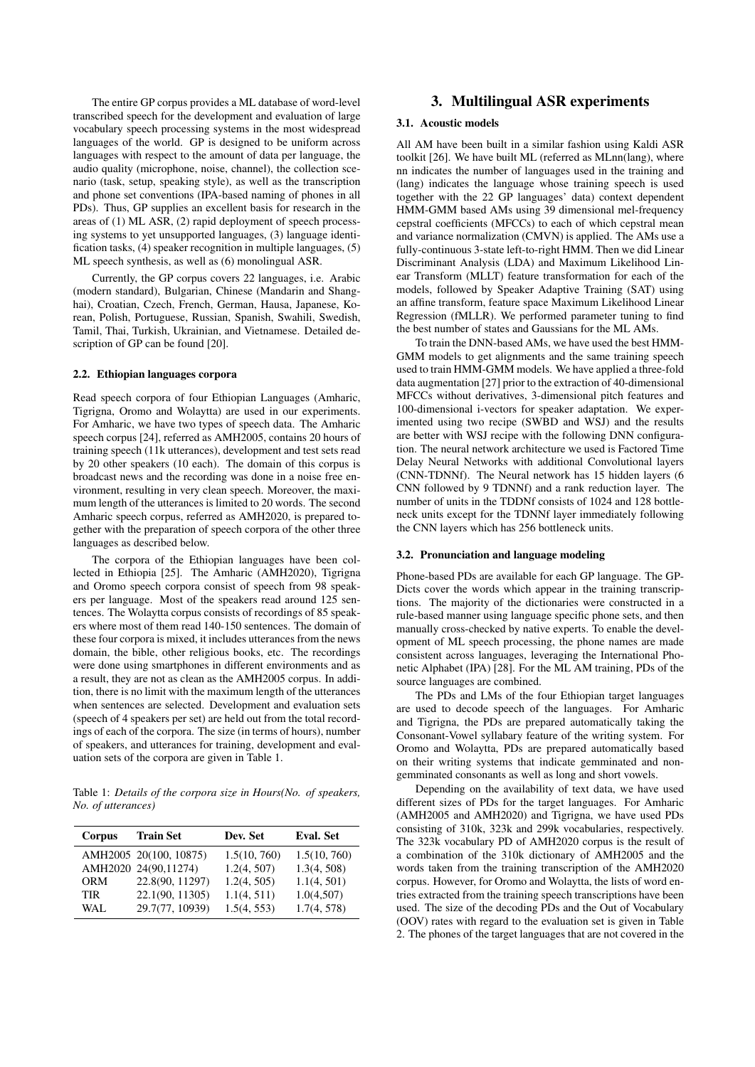The entire GP corpus provides a ML database of word-level transcribed speech for the development and evaluation of large vocabulary speech processing systems in the most widespread languages of the world. GP is designed to be uniform across languages with respect to the amount of data per language, the audio quality (microphone, noise, channel), the collection scenario (task, setup, speaking style), as well as the transcription and phone set conventions (IPA-based naming of phones in all PDs). Thus, GP supplies an excellent basis for research in the areas of (1) ML ASR, (2) rapid deployment of speech processing systems to yet unsupported languages, (3) language identification tasks, (4) speaker recognition in multiple languages, (5) ML speech synthesis, as well as (6) monolingual ASR.

Currently, the GP corpus covers 22 languages, i.e. Arabic (modern standard), Bulgarian, Chinese (Mandarin and Shanghai), Croatian, Czech, French, German, Hausa, Japanese, Korean, Polish, Portuguese, Russian, Spanish, Swahili, Swedish, Tamil, Thai, Turkish, Ukrainian, and Vietnamese. Detailed description of GP can be found [20].

### 2.2. Ethiopian languages corpora

Read speech corpora of four Ethiopian Languages (Amharic, Tigrigna, Oromo and Wolaytta) are used in our experiments. For Amharic, we have two types of speech data. The Amharic speech corpus [24], referred as AMH2005, contains 20 hours of training speech (11k utterances), development and test sets read by 20 other speakers (10 each). The domain of this corpus is broadcast news and the recording was done in a noise free environment, resulting in very clean speech. Moreover, the maximum length of the utterances is limited to 20 words. The second Amharic speech corpus, referred as AMH2020, is prepared together with the preparation of speech corpora of the other three languages as described below.

The corpora of the Ethiopian languages have been collected in Ethiopia [25]. The Amharic (AMH2020), Tigrigna and Oromo speech corpora consist of speech from 98 speakers per language. Most of the speakers read around 125 sentences. The Wolaytta corpus consists of recordings of 85 speakers where most of them read 140-150 sentences. The domain of these four corpora is mixed, it includes utterances from the news domain, the bible, other religious books, etc. The recordings were done using smartphones in different environments and as a result, they are not as clean as the AMH2005 corpus. In addition, there is no limit with the maximum length of the utterances when sentences are selected. Development and evaluation sets (speech of 4 speakers per set) are held out from the total recordings of each of the corpora. The size (in terms of hours), number of speakers, and utterances for training, development and evaluation sets of the corpora are given in Table 1.

Table 1: *Details of the corpora size in Hours(No. of speakers, No. of utterances)*

| Corpus | Train Set | Dev. Set | Eval. Set |
|---|---|---|---|
| AMH2005 | 20(100, 10875) | 1.5(10, 760) | 1.5(10, 760) |
| AMH2020 | 24(90,11274) | 1.2(4, 507) | 1.3(4, 508) |
| ORM | 22.8(90, 11297) | 1.2(4, 505) | 1.1(4, 501) |
| TIR | 22.1(90, 11305) | 1.1(4, 511) | 1.0(4,507) |
| WAL | 29.7(77, 10939) | 1.5(4, 553) | 1.7(4, 578) |

## 3. Multilingual ASR experiments

### 3.1. Acoustic models

All AM have been built in a similar fashion using Kaldi ASR toolkit [26]. We have built ML (referred as MLnn(lang), where nn indicates the number of languages used in the training and (lang) indicates the language whose training speech is used together with the 22 GP languages' data) context dependent HMM-GMM based AMs using 39 dimensional mel-frequency cepstral coefficients (MFCCs) to each of which cepstral mean and variance normalization (CMVN) is applied. The AMs use a fully-continuous 3-state left-to-right HMM. Then we did Linear Discriminant Analysis (LDA) and Maximum Likelihood Linear Transform (MLLT) feature transformation for each of the models, followed by Speaker Adaptive Training (SAT) using an affine transform, feature space Maximum Likelihood Linear Regression (fMLLR). We performed parameter tuning to find the best number of states and Gaussians for the ML AMs.

To train the DNN-based AMs, we have used the best HMM-GMM models to get alignments and the same training speech used to train HMM-GMM models. We have applied a three-fold data augmentation [27] prior to the extraction of 40-dimensional MFCCs without derivatives, 3-dimensional pitch features and 100-dimensional i-vectors for speaker adaptation. We experimented using two recipe (SWBD and WSJ) and the results are better with WSJ recipe with the following DNN configuration. The neural network architecture we used is Factored Time Delay Neural Networks with additional Convolutional layers (CNN-TDNNf). The Neural network has 15 hidden layers (6 CNN followed by 9 TDNNf) and a rank reduction layer. The number of units in the TDDNf consists of 1024 and 128 bottleneck units except for the TDNNf layer immediately following the CNN layers which has 256 bottleneck units.

### 3.2. Pronunciation and language modeling

Phone-based PDs are available for each GP language. The GP-Dicts cover the words which appear in the training transcriptions. The majority of the dictionaries were constructed in a rule-based manner using language specific phone sets, and then manually cross-checked by native experts. To enable the development of ML speech processing, the phone names are made consistent across languages, leveraging the International Phonetic Alphabet (IPA) [28]. For the ML AM training, PDs of the source languages are combined.

The PDs and LMs of the four Ethiopian target languages are used to decode speech of the languages. For Amharic and Tigrigna, the PDs are prepared automatically taking the Consonant-Vowel syllabary feature of the writing system. For Oromo and Wolaytta, PDs are prepared automatically based on their writing systems that indicate geminated and non-gemminated consonants as well as long and short vowels.

Depending on the availability of text data, we have used different sizes of PDs for the target languages. For Amharic (AMH2005 and AMH2020) and Tigrigna, we have used PDs consisting of 310k, 323k and 299k vocabularies, respectively. The 323k vocabulary PD of AMH2020 corpus is the result of a combination of the 310k dictionary of AMH2005 and the words taken from the training transcription of the AMH2020 corpus. However, for Oromo and Wolaytta, the lists of word entries extracted from the training speech transcriptions have been used. The size of the decoding PDs and the Out of Vocabulary (OOV) rates with regard to the evaluation set is given in Table 2. The phones of the target languages that are not covered in the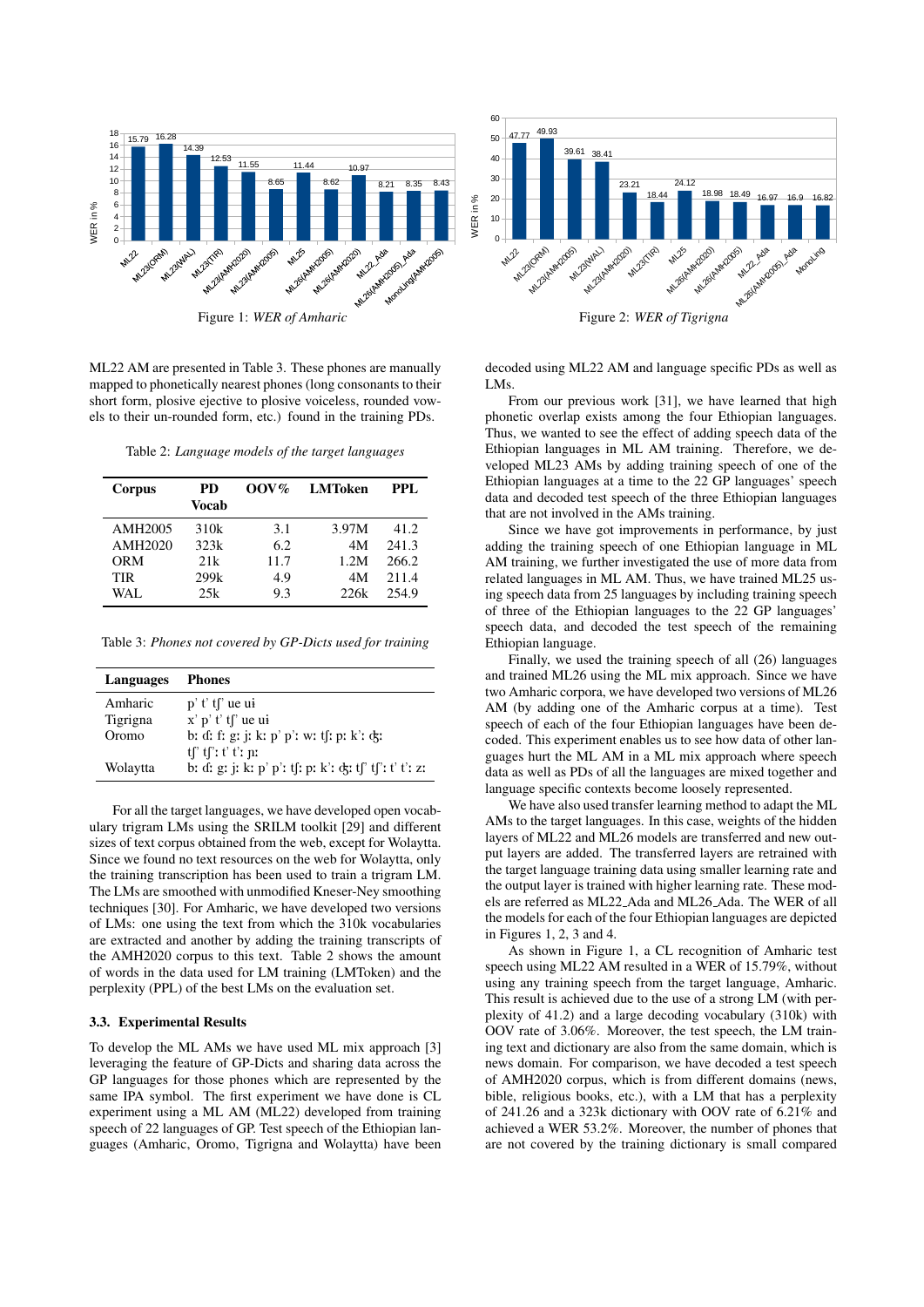Figure 1: *WER of Amharic*

Figure 2: *WER of Tigrigna*

ML22 AM are presented in Table 3. These phones are manually mapped to phonetically nearest phones (long consonants to their short form, plosive ejective to plosive voiceless, rounded vowels to their un-rounded form, etc.) found in the training PDs.

Table 2: *Language models of the target languages*

| Corpus | PD Vocab | OOV% | LMToken | PPL |
|---|---|---|---|---|
| AMH2005 | 310k | 3.1 | 3.97M | 41.2 |
| AMH2020 | 323k | 6.2 | 4M | 241.3 |
| ORM | 21k | 11.7 | 1.2M | 266.2 |
| TIR | 299k | 4.9 | 4M | 211.4 |
| WAL | 25k | 9.3 | 226k | 254.9 |

Table 3: *Phones not covered by GP-Dicts used for training*

| Languages | Phones |
|---|---|
| Amharic | p' t' tʃ' ue ui |
| Tigrigna | x' p' t' tʃ' ue ui |
| Oromo | bː ɗː fː gː jː kː p' p'ː wː tʃː pː k'ː ʤː tʃ' tʃ'ː t' t'ː ɲː |
| Wolaytta | bː ɗː gː jː kː p' p'ː tʃː pː k'ː ʤː tʃ' tʃ'ː t' t'ː zː |

For all the target languages, we have developed open vocabulary trigram LMs using the SRILM toolkit [29] and different sizes of text corpus obtained from the web, except for Wolaytta. Since we found no text resources on the web for Wolaytta, only the training transcription has been used to train a trigram LM. The LMs are smoothed with unmodified Kneser-Ney smoothing techniques [30]. For Amharic, we have developed two versions of LMs: one using the text from which the 310k vocabularies are extracted and another by adding the training transcripts of the AMH2020 corpus to this text. Table 2 shows the amount of words in the data used for LM training (LMToken) and the perplexity (PPL) of the best LMs on the evaluation set.

### 3.3. Experimental Results

To develop the ML AMs we have used ML mix approach [3] leveraging the feature of GP-Dicts and sharing data across the GP languages for those phones which are represented by the same IPA symbol. The first experiment we have done is CL experiment using a ML AM (ML22) developed from training speech of 22 languages of GP. Test speech of the Ethiopian languages (Amharic, Oromo, Tigrigna and Wolaytta) have been decoded using ML22 AM and language specific PDs as well as LMs.

From our previous work [31], we have learned that high phonetic overlap exists among the four Ethiopian languages. Thus, we wanted to see the effect of adding speech data of the Ethiopian languages in ML AM training. Therefore, we developed ML23 AMs by adding training speech of one of the Ethiopian languages at a time to the 22 GP languages' speech data and decoded test speech of the three Ethiopian languages that are not involved in the AMs training.

Since we have got improvements in performance, by just adding the training speech of one Ethiopian language in ML AM training, we further investigated the use of more data from related languages in ML AM. Thus, we have trained ML25 using speech data from 25 languages by including training speech of three of the Ethiopian languages to the 22 GP languages' speech data, and decoded the test speech of the remaining Ethiopian language.

Finally, we used the training speech of all (26) languages and trained ML26 using the ML mix approach. Since we have two Amharic corpora, we have developed two versions of ML26 AM (by adding one of the Amharic corpus at a time). Test speech of each of the four Ethiopian languages have been decoded. This experiment enables us to see how data of other languages hurt the ML AM in a ML mix approach where speech data as well as PDs of all the languages are mixed together and language specific contexts become loosely represented.

We have also used transfer learning method to adapt the ML AMs to the target languages. In this case, weights of the hidden layers of ML22 and ML26 models are transferred and new output layers are added. The transferred layers are retrained with the target language training data using smaller learning rate and the output layer is trained with higher learning rate. These models are referred as ML22_Ada and ML26_Ada. The WER of all the models for each of the four Ethiopian languages are depicted in Figures 1, 2, 3 and 4.

As shown in Figure 1, a CL recognition of Amharic test speech using ML22 AM resulted in a WER of 15.79%, without using any training speech from the target language, Amharic. This result is achieved due to the use of a strong LM (with perplexity of 41.2) and a large decoding vocabulary (310k) with OOV rate of 3.06%. Moreover, the test speech, the LM training text and dictionary are also from the same domain, which is news domain. For comparison, we have decoded a test speech of AMH2020 corpus, which is from different domains (news, bible, religious books, etc.), with a LM that has a perplexity of 241.26 and a 323k dictionary with OOV rate of 6.21% and achieved a WER 53.2%. Moreover, the number of phones that are not covered by the training dictionary is small compared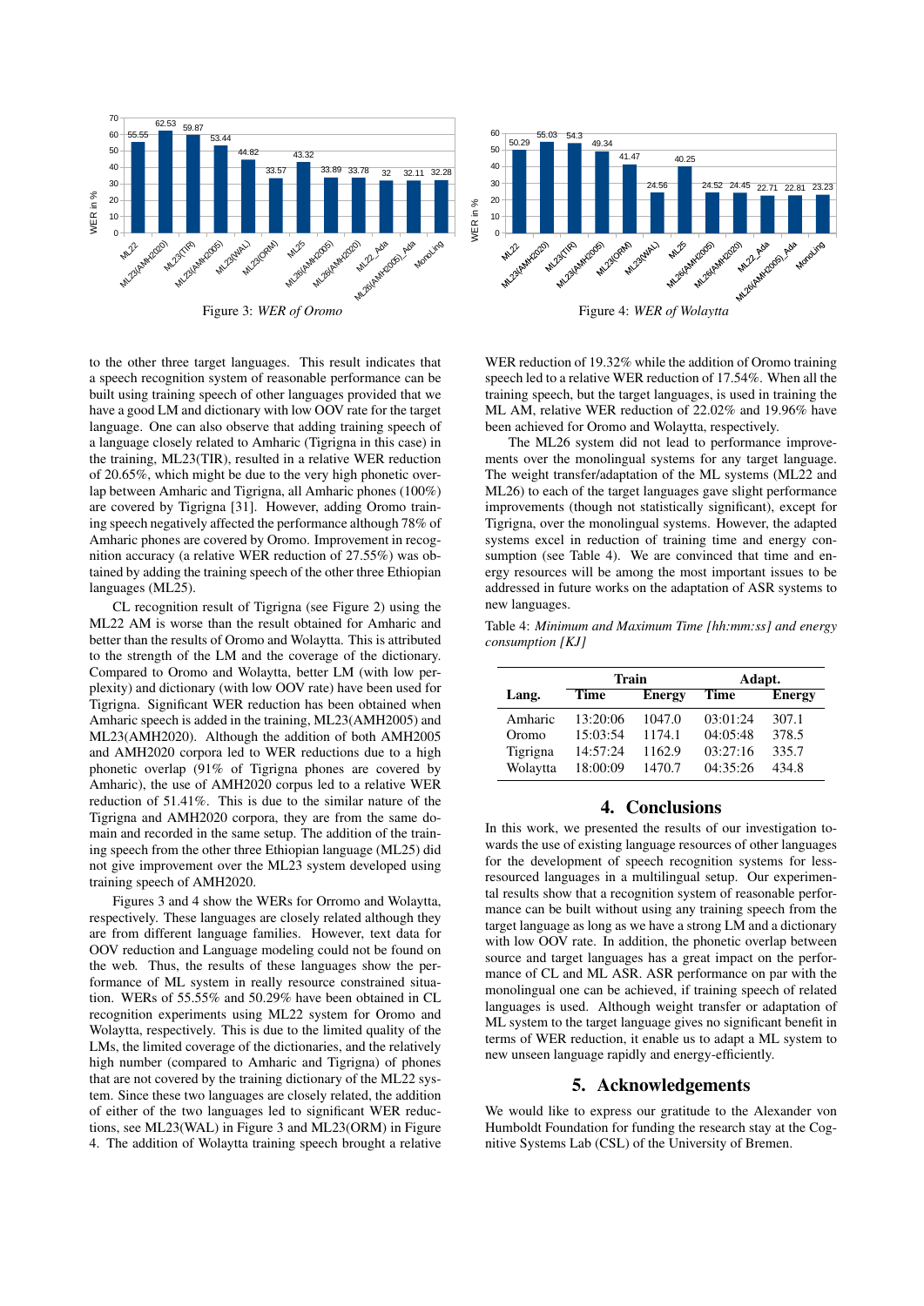Figure 3: *WER of Oromo*

Figure 4: *WER of Wolaytta*

to the other three target languages. This result indicates that a speech recognition system of reasonable performance can be built using training speech of other languages provided that we have a good LM and dictionary with low OOV rate for the target language. One can also observe that adding training speech of a language closely related to Amharic (Tigrigna in this case) in the training, ML23(TIR), resulted in a relative WER reduction of 20.65%, which might be due to the very high phonetic overlap between Amharic and Tigrigna, all Amharic phones (100%) are covered by Tigrigna [31]. However, adding Oromo training speech negatively affected the performance although 78% of Amharic phones are covered by Oromo. Improvement in recognition accuracy (a relative WER reduction of 27.55%) was obtained by adding the training speech of the other three Ethiopian languages (ML25).

CL recognition result of Tigrigna (see Figure 2) using the ML22 AM is worse than the result obtained for Amharic and better than the results of Oromo and Wolaytta. This is attributed to the strength of the LM and the coverage of the dictionary. Compared to Oromo and Wolaytta, better LM (with low perplexity) and dictionary (with low OOV rate) have been used for Tigrigna. Significant WER reduction has been obtained when Amharic speech is added in the training, ML23(AMH2005) and ML23(AMH2020). Although the addition of both AMH2005 and AMH2020 corpora led to WER reductions due to a high phonetic overlap (91% of Tigrigna phones are covered by Amharic), the use of AMH2020 corpus led to a relative WER reduction of 51.41%. This is due to the similar nature of the Tigrigna and AMH2020 corpora, they are from the same domain and recorded in the same setup. The addition of the training speech from the other three Ethiopian language (ML25) did not give improvement over the ML23 system developed using training speech of AMH2020.

Figures 3 and 4 show the WERs for Orromo and Wolaytta, respectively. These languages are closely related although they are from different language families. However, text data for OOV reduction and Language modeling could not be found on the web. Thus, the results of these languages show the performance of ML system in really resource constrained situation. WERs of 55.55% and 50.29% have been obtained in CL recognition experiments using ML22 system for Oromo and Wolaytta, respectively. This is due to the limited quality of the LMs, the limited coverage of the dictionaries, and the relatively high number (compared to Amharic and Tigrigna) of phones that are not covered by the training dictionary of the ML22 system. Since these two languages are closely related, the addition of either of the two languages led to significant WER reductions, see ML23(WAL) in Figure 3 and ML23(ORM) in Figure 4. The addition of Wolaytta training speech brought a relative WER reduction of 19.32% while the addition of Oromo training speech led to a relative WER reduction of 17.54%. When all the training speech, but the target languages, is used in training the ML AM, relative WER reduction of 22.02% and 19.96% have been achieved for Oromo and Wolaytta, respectively.

The ML26 system did not lead to performance improvements over the monolingual systems for any target language. The weight transfer/adaptation of the ML systems (ML22 and ML26) to each of the target languages gave slight performance improvements (though not statistically significant), except for Tigrigna, over the monolingual systems. However, the adapted systems excel in reduction of training time and energy consumption (see Table 4). We are convinced that time and energy resources will be among the most important issues to be addressed in future works on the adaptation of ASR systems to new languages.

Table 4: *Minimum and Maximum Time [hh:mm:ss] and energy consumption [KJ]*

| Lang. | Train | | Adapt. | |
|---|---|---|---|---|
| | **Time** | **Energy** | **Time** | **Energy** |
| Amharic | 13:20:06 | 1047.0 | 03:01:24 | 307.1 |
| Oromo | 15:03:54 | 1174.1 | 04:05:48 | 378.5 |
| Tigrigna | 14:57:24 | 1162.9 | 03:27:16 | 335.7 |
| Wolaytta | 18:00:09 | 1470.7 | 04:35:26 | 434.8 |

## 4. Conclusions

In this work, we presented the results of our investigation towards the use of existing language resources of other languages for the development of speech recognition systems for less-resourced languages in a multilingual setup. Our experimental results show that a recognition system of reasonable performance can be built without using any training speech from the target language as long as we have a strong LM and a dictionary with low OOV rate. In addition, the phonetic overlap between source and target languages has a great impact on the performance of CL and ML ASR. ASR performance on par with the monolingual one can be achieved, if training speech of related languages is used. Although weight transfer or adaptation of ML system to the target language gives no significant benefit in terms of WER reduction, it enable us to adapt a ML system to new unseen language rapidly and energy-efficiently.

## 5. Acknowledgements

We would like to express our gratitude to the Alexander von Humboldt Foundation for funding the research stay at the Cognitive Systems Lab (CSL) of the University of Bremen.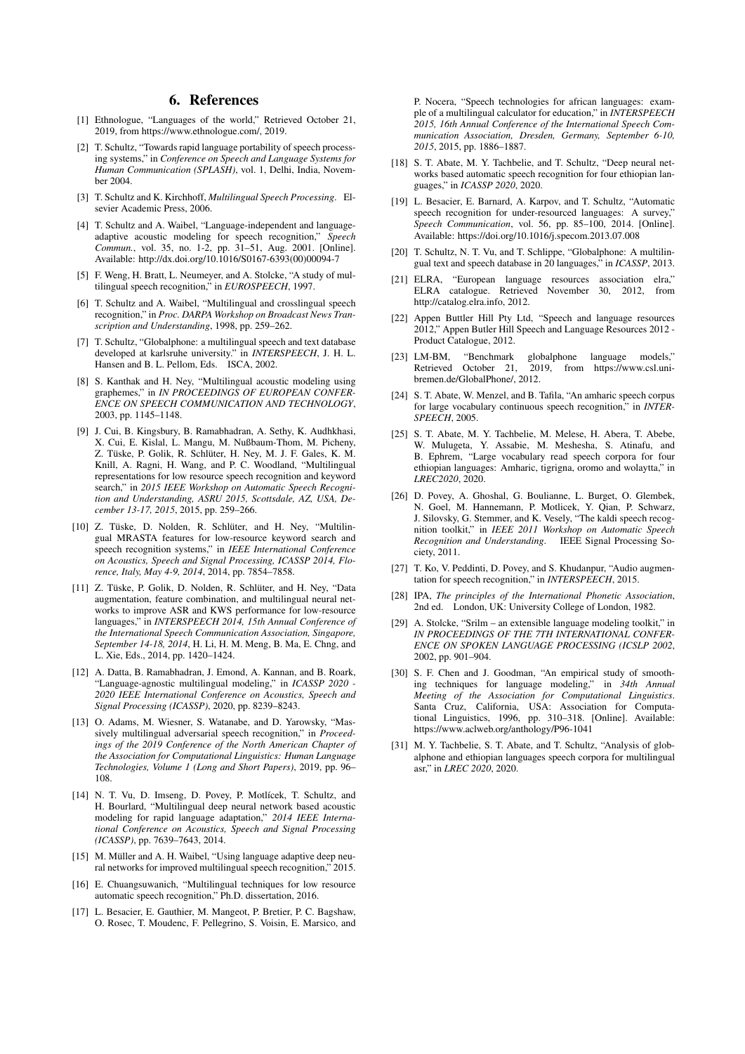## 6. References

[1] Ethnologue, "Languages of the world," Retrieved October 21, 2019, from https://www.ethnologue.com/, 2019.

[2] T. Schultz, "Towards rapid language portability of speech processing systems," in *Conference on Speech and Language Systems for Human Communication (SPLASH)*, vol. 1, Delhi, India, November 2004.

[3] T. Schultz and K. Kirchhoff, *Multilingual Speech Processing*. Elsevier Academic Press, 2006.

[4] T. Schultz and A. Waibel, "Language-independent and language-adaptive acoustic modeling for speech recognition," *Speech Commun.*, vol. 35, no. 1-2, pp. 31–51, Aug. 2001. [Online]. Available: http://dx.doi.org/10.1016/S0167-6393(00)00094-7

[5] F. Weng, H. Bratt, L. Neumeyer, and A. Stolcke, "A study of multilingual speech recognition," in *EUROSPEECH*, 1997.

[6] T. Schultz and A. Waibel, "Multilingual and crosslingual speech recognition," in *Proc. DARPA Workshop on Broadcast News Transcription and Understanding*, 1998, pp. 259–262.

[7] T. Schultz, "Globalphone: a multilingual speech and text database developed at karlsruhe university." in *INTERSPEECH*, J. H. L. Hansen and B. L. Pellom, Eds. ISCA, 2002.

[8] S. Kanthak and H. Ney, "Multilingual acoustic modeling using graphemes," in *IN PROCEEDINGS OF EUROPEAN CONFERENCE ON SPEECH COMMUNICATION AND TECHNOLOGY*, 2003, pp. 1145–1148.

[9] J. Cui, B. Kingsbury, B. Ramabhadran, A. Sethy, K. Audhkhasi, X. Cui, E. Kislal, L. Mangu, M. Nußbaum-Thom, M. Picheny, Z. Tüske, P. Golik, R. Schlüter, H. Ney, M. J. F. Gales, K. M. Knill, A. Ragni, H. Wang, and P. C. Woodland, "Multilingual representations for low resource speech recognition and keyword search," in *2015 IEEE Workshop on Automatic Speech Recognition and Understanding, ASRU 2015, Scottsdale, AZ, USA, December 13-17, 2015*, 2015, pp. 259–266.

[10] Z. Tüske, D. Nolden, R. Schlüter, and H. Ney, "Multilingual MRASTA features for low-resource keyword search and speech recognition systems," in *IEEE International Conference on Acoustics, Speech and Signal Processing, ICASSP 2014, Florence, Italy, May 4-9, 2014*, 2014, pp. 7854–7858.

[11] Z. Tüske, P. Golik, D. Nolden, R. Schlüter, and H. Ney, "Data augmentation, feature combination, and multilingual neural networks to improve ASR and KWS performance for low-resource languages," in *INTERSPEECH 2014, 15th Annual Conference of the International Speech Communication Association, Singapore, September 14-18, 2014*, H. Li, H. M. Meng, B. Ma, E. Chng, and L. Xie, Eds., 2014, pp. 1420–1424.

[12] A. Datta, B. Ramabhadran, J. Emond, A. Kannan, and B. Roark, "Language-agnostic multilingual modeling," in *ICASSP 2020 - 2020 IEEE International Conference on Acoustics, Speech and Signal Processing (ICASSP)*, 2020, pp. 8239–8243.

[13] O. Adams, M. Wiesner, S. Watanabe, and D. Yarowsky, "Massively multilingual adversarial speech recognition," in *Proceedings of the 2019 Conference of the North American Chapter of the Association for Computational Linguistics: Human Language Technologies, Volume 1 (Long and Short Papers)*, 2019, pp. 96–108.

[14] N. T. Vu, D. Imseng, D. Povey, P. Motlícek, T. Schultz, and H. Bourlard, "Multilingual deep neural network based acoustic modeling for rapid language adaptation," *2014 IEEE International Conference on Acoustics, Speech and Signal Processing (ICASSP)*, pp. 7639–7643, 2014.

[15] M. Müller and A. H. Waibel, "Using language adaptive deep neural networks for improved multilingual speech recognition," 2015.

[16] E. Chuangsuwanich, "Multilingual techniques for low resource automatic speech recognition," Ph.D. dissertation, 2016.

[17] L. Besacier, E. Gauthier, M. Mangeot, P. Bretier, P. C. Bagshaw, O. Rosec, T. Moudenc, F. Pellegrino, S. Voisin, E. Marsico, and P. Nocera, "Speech technologies for african languages: example of a multilingual calculator for education," in *INTERSPEECH 2015, 16th Annual Conference of the International Speech Communication Association, Dresden, Germany, September 6-10, 2015*, 2015, pp. 1886–1887.

[18] S. T. Abate, M. Y. Tachbelie, and T. Schultz, "Deep neural networks based automatic speech recognition for four ethiopian languages," in *ICASSP 2020*, 2020.

[19] L. Besacier, E. Barnard, A. Karpov, and T. Schultz, "Automatic speech recognition for under-resourced languages: A survey," *Speech Communication*, vol. 56, pp. 85–100, 2014. [Online]. Available: https://doi.org/10.1016/j.specom.2013.07.008

[20] T. Schultz, N. T. Vu, and T. Schlippe, "Globalphone: A multilingual text and speech database in 20 languages," in *ICASSP*, 2013.

[21] ELRA, "European language resources association elra," ELRA catalogue. Retrieved November 30, 2012, from http://catalog.elra.info, 2012.

[22] Appen Buttler Hill Pty Ltd, "Speech and language resources 2012," Appen Butler Hill Speech and Language Resources 2012 - Product Catalogue, 2012.

[23] LM-BM, "Benchmark globalphone language models," Retrieved October 21, 2019, from https://www.csl.uni-bremen.de/GlobalPhone/, 2012.

[24] S. T. Abate, W. Menzel, and B. Tafila, "An amharic speech corpus for large vocabulary continuous speech recognition," in *INTERSPEECH*, 2005.

[25] S. T. Abate, M. Y. Tachbelie, M. Melese, H. Abera, T. Abebe, W. Mulugeta, Y. Assabie, M. Meshesha, S. Atinafu, and B. Ephrem, "Large vocabulary read speech corpora for four ethiopian languages: Amharic, tigrigna, oromo and wolaytta," in *LREC2020*, 2020.

[26] D. Povey, A. Ghoshal, G. Boulianne, L. Burget, O. Glembek, N. Goel, M. Hannemann, P. Motlicek, Y. Qian, P. Schwarz, J. Silovsky, G. Stemmer, and K. Vesely, "The kaldi speech recognition toolkit," in *IEEE 2011 Workshop on Automatic Speech Recognition and Understanding*. IEEE Signal Processing Society, 2011.

[27] T. Ko, V. Peddinti, D. Povey, and S. Khudanpur, "Audio augmentation for speech recognition," in *INTERSPEECH*, 2015.

[28] IPA, *The principles of the International Phonetic Association*, 2nd ed. London, UK: University College of London, 1982.

[29] A. Stolcke, "Srilm – an extensible language modeling toolkit," in *IN PROCEEDINGS OF THE 7TH INTERNATIONAL CONFERENCE ON SPOKEN LANGUAGE PROCESSING (ICSLP 2002*, 2002, pp. 901–904.

[30] S. F. Chen and J. Goodman, "An empirical study of smoothing techniques for language modeling," in *34th Annual Meeting of the Association for Computational Linguistics*. Santa Cruz, California, USA: Association for Computational Linguistics, 1996, pp. 310–318. [Online]. Available: https://www.aclweb.org/anthology/P96-1041

[31] M. Y. Tachbelie, S. T. Abate, and T. Schultz, "Analysis of globalphone and ethiopian languages speech corpora for multilingual asr," in *LREC 2020*, 2020.